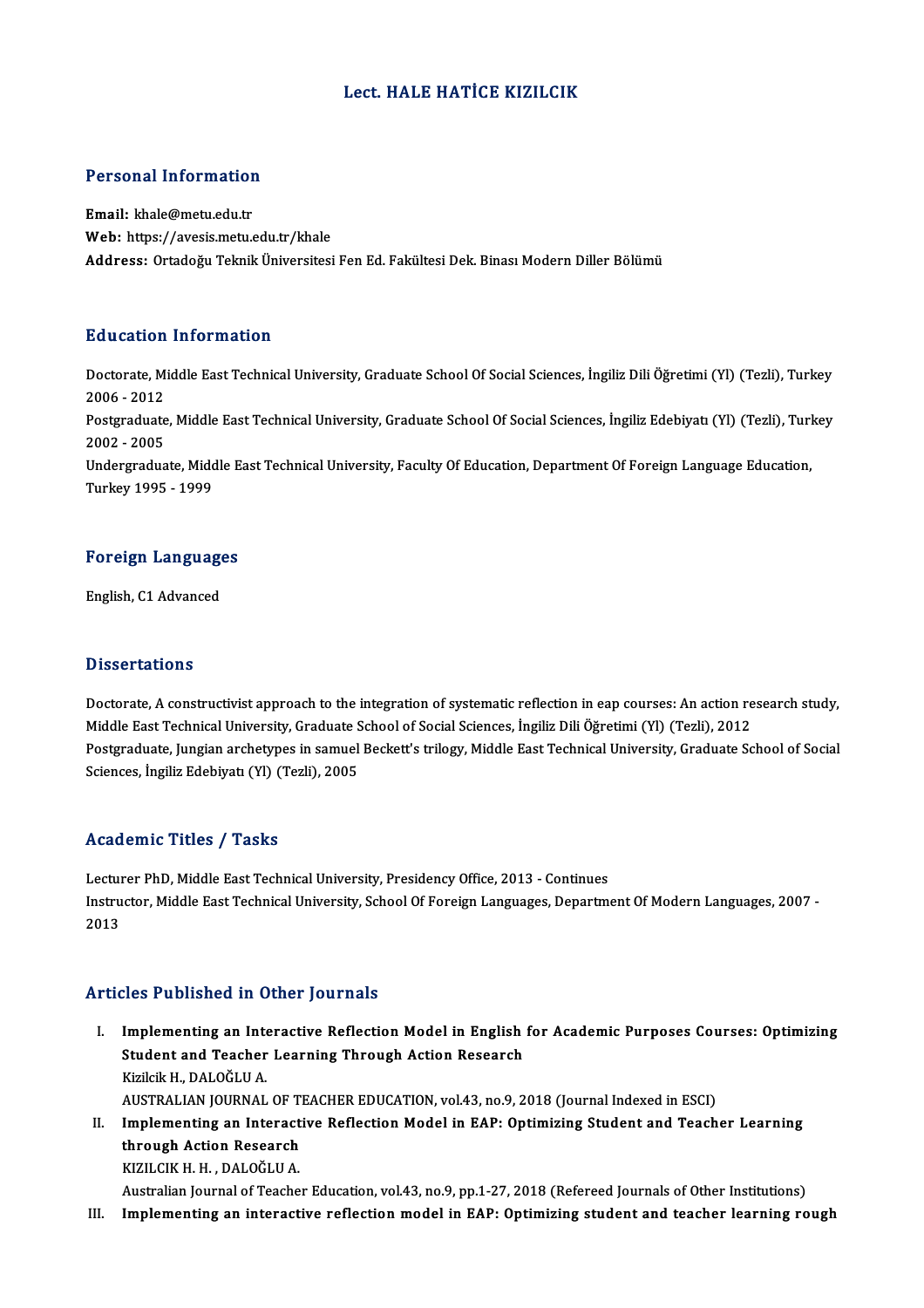# Lect. HALE HATİCE KIZILCIK

## Personal Information

**Email:** khale@metu.edu.tr
**Web:** https://avesis.metu.edu.tr/khale
**Address:** Ortadoğu Teknik Üniversitesi Fen Ed. Fakültesi Dek. Binası Modern Diller Bölümü

## Education Information

Doctorate, Middle East Technical University, Graduate School Of Social Sciences, İngiliz Dili Öğretimi (Yl) (Tezli), Turkey 2006 - 2012
Postgraduate, Middle East Technical University, Graduate School Of Social Sciences, İngiliz Edebiyatı (Yl) (Tezli), Turkey 2002 - 2005
Undergraduate, Middle East Technical University, Faculty Of Education, Department Of Foreign Language Education, Turkey 1995 - 1999

## Foreign Languages

English, C1 Advanced

## Dissertations

Doctorate, A constructivist approach to the integration of systematic reflection in eap courses: An action research study, Middle East Technical University, Graduate School of Social Sciences, İngiliz Dili Öğretimi (Yl) (Tezli), 2012
Postgraduate, Jungian archetypes in samuel Beckett's trilogy, Middle East Technical University, Graduate School of Social Sciences, İngiliz Edebiyatı (Yl) (Tezli), 2005

## Academic Titles / Tasks

Lecturer PhD, Middle East Technical University, Presidency Office, 2013 - Continues
Instructor, Middle East Technical University, School Of Foreign Languages, Department Of Modern Languages, 2007 - 2013

## Articles Published in Other Journals

I. **Implementing an Interactive Reflection Model in English for Academic Purposes Courses: Optimizing Student and Teacher Learning Through Action Research**
Kizilcik H., DALOĞLU A.
AUSTRALIAN JOURNAL OF TEACHER EDUCATION, vol.43, no.9, 2018 (Journal Indexed in ESCI)

II. **Implementing an Interactive Reflection Model in EAP: Optimizing Student and Teacher Learning through Action Research**
KIZILCIK H. H. , DALOĞLU A.
Australian Journal of Teacher Education, vol.43, no.9, pp.1-27, 2018 (Refereed Journals of Other Institutions)

III. **Implementing an interactive reflection model in EAP: Optimizing student and teacher learning rough**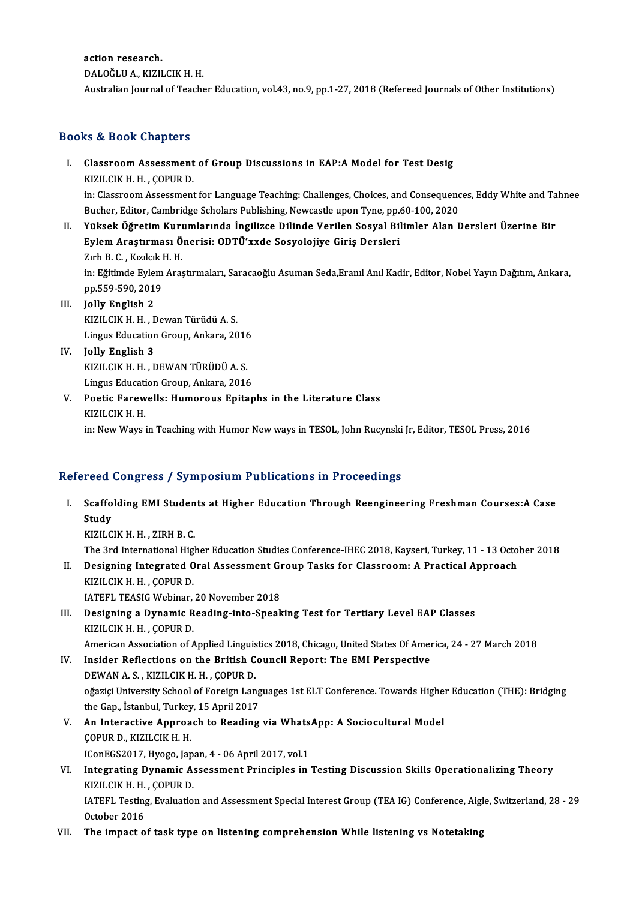action research.
DALOĞLU A., KIZILCIK H. H.
Australian Journal of Teacher Education, vol.43, no.9, pp.1-27, 2018 (Refereed Journals of Other Institutions)

## Books & Book Chapters

I. **Classroom Assessment of Group Discussions in EAP:A Model for Test Desig**
KIZILCIK H. H. , ÇOPUR D.
in: Classroom Assessment for Language Teaching: Challenges, Choices, and Consequences, Eddy White and Tahnee Bucher, Editor, Cambridge Scholars Publishing, Newcastle upon Tyne, pp.60-100, 2020

II. **Yüksek Öğretim Kurumlarında İngilizce Dilinde Verilen Sosyal Bilimler Alan Dersleri Üzerine Bir Eylem Araştırması Önerisi: ODTÜ'xxde Sosyolojiye Giriş Dersleri**
Zırh B. C. , Kızılcık H. H.
in: Eğitimde Eylem Araştırmaları, Saracaoğlu Asuman Seda,Eranıl Anıl Kadir, Editor, Nobel Yayın Dağıtım, Ankara, pp.559-590, 2019

III. **Jolly English 2**
KIZILCIK H. H. , Dewan Türüdü A. S.
Lingus Education Group, Ankara, 2016

IV. **Jolly English 3**
KIZILCIK H. H. , DEWAN TÜRÜDÜ A. S.
Lingus Education Group, Ankara, 2016

V. **Poetic Farewells: Humorous Epitaphs in the Literature Class**
KIZILCIK H. H.
in: New Ways in Teaching with Humor New ways in TESOL, John Rucynski Jr, Editor, TESOL Press, 2016

## Refereed Congress / Symposium Publications in Proceedings

I. **Scaffolding EMI Students at Higher Education Through Reengineering Freshman Courses:A Case Study**
KIZILCIK H. H. , ZIRH B. C.
The 3rd International Higher Education Studies Conference-IHEC 2018, Kayseri, Turkey, 11 - 13 October 2018

II. **Designing Integrated Oral Assessment Group Tasks for Classroom: A Practical Approach**
KIZILCIK H. H. , ÇOPUR D.
IATEFL TEASIG Webinar, 20 November 2018

III. **Designing a Dynamic Reading-into-Speaking Test for Tertiary Level EAP Classes**
KIZILCIK H. H. , ÇOPUR D.
American Association of Applied Linguistics 2018, Chicago, United States Of America, 24 - 27 March 2018

IV. **Insider Reflections on the British Council Report: The EMI Perspective**
DEWAN A. S. , KIZILCIK H. H. , ÇOPUR D.
oğaziçi University School of Foreign Languages 1st ELT Conference. Towards Higher Education (THE): Bridging the Gap., İstanbul, Turkey, 15 April 2017

V. **An Interactive Approach to Reading via WhatsApp: A Sociocultural Model**
ÇOPUR D., KIZILCIK H. H.
IConEGS2017, Hyogo, Japan, 4 - 06 April 2017, vol.1

VI. **Integrating Dynamic Assessment Principles in Testing Discussion Skills Operationalizing Theory**
KIZILCIK H. H. , ÇOPUR D.
IATEFL Testing, Evaluation and Assessment Special Interest Group (TEA IG) Conference, Aigle, Switzerland, 28 - 29 October 2016

VII. **The impact of task type on listening comprehension While listening vs Notetaking**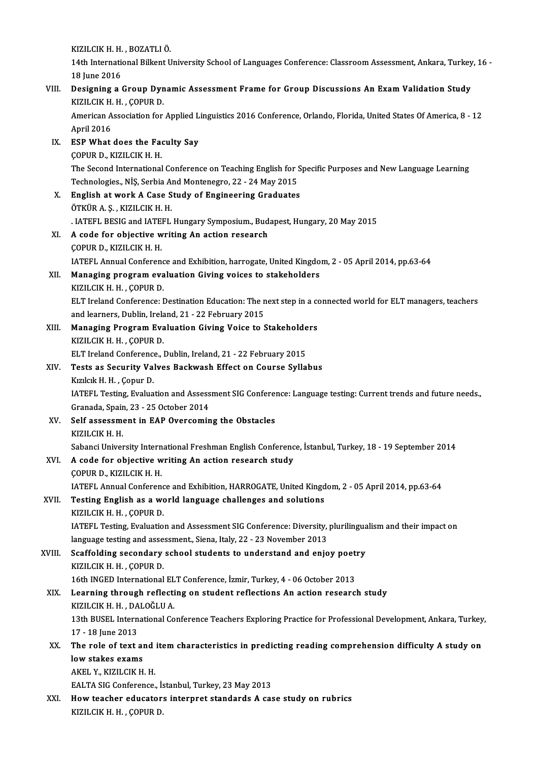KIZILCIK H. H. , BOZATLI Ö.
14th International Bilkent University School of Languages Conference: Classroom Assessment, Ankara, Turkey, 16 - 18 June 2016

VIII. **Designing a Group Dynamic Assessment Frame for Group Discussions An Exam Validation Study**
KIZILCIK H. H. , ÇOPUR D.
American Association for Applied Linguistics 2016 Conference, Orlando, Florida, United States Of America, 8 - 12 April 2016

IX. **ESP What does the Faculty Say**
ÇOPUR D., KIZILCIK H. H.
The Second International Conference on Teaching English for Specific Purposes and New Language Learning Technologies., NİŞ, Serbia And Montenegro, 22 - 24 May 2015

X. **English at work A Case Study of Engineering Graduates**
ÖTKÜR A. Ş. , KIZILCIK H. H.
. IATEFL BESIG and IATEFL Hungary Symposium., Budapest, Hungary, 20 May 2015

XI. **A code for objective writing An action research**
ÇOPUR D., KIZILCIK H. H.
IATEFL Annual Conference and Exhibition, harrogate, United Kingdom, 2 - 05 April 2014, pp.63-64

XII. **Managing program evaluation Giving voices to stakeholders**
KIZILCIK H. H. , ÇOPUR D.
ELT Ireland Conference: Destination Education: The next step in a connected world for ELT managers, teachers and learners, Dublin, Ireland, 21 - 22 February 2015

XIII. **Managing Program Evaluation Giving Voice to Stakeholders**
KIZILCIK H. H. , ÇOPUR D.
ELT Ireland Conference., Dublin, Ireland, 21 - 22 February 2015

XIV. **Tests as Security Valves Backwash Effect on Course Syllabus**
Kızılcık H. H. , Çopur D.
IATEFL Testing, Evaluation and Assessment SIG Conference: Language testing: Current trends and future needs., Granada, Spain, 23 - 25 October 2014

XV. **Self assessment in EAP Overcoming the Obstacles**
KIZILCIK H. H.
Sabanci University International Freshman English Conference, İstanbul, Turkey, 18 - 19 September 2014

XVI. **A code for objective writing An action research study**
ÇOPUR D., KIZILCIK H. H.
IATEFL Annual Conference and Exhibition, HARROGATE, United Kingdom, 2 - 05 April 2014, pp.63-64

XVII. **Testing English as a world language challenges and solutions**
KIZILCIK H. H. , ÇOPUR D.
IATEFL Testing, Evaluation and Assessment SIG Conference: Diversity, plurilingualism and their impact on language testing and assessment., Siena, Italy, 22 - 23 November 2013

XVIII. **Scaffolding secondary school students to understand and enjoy poetry**
KIZILCIK H. H. , ÇOPUR D.
16th INGED International ELT Conference, İzmir, Turkey, 4 - 06 October 2013

XIX. **Learning through reflecting on student reflections An action research study**
KIZILCIK H. H. , DALOĞLU A.
13th BUSEL International Conference Teachers Exploring Practice for Professional Development, Ankara, Turkey, 17 - 18 June 2013

XX. **The role of text and item characteristics in predicting reading comprehension difficulty A study on low stakes exams**
AKEL Y., KIZILCIK H. H.
EALTA SIG Conference., İstanbul, Turkey, 23 May 2013

XXI. **How teacher educators interpret standards A case study on rubrics**
KIZILCIK H. H. , ÇOPUR D.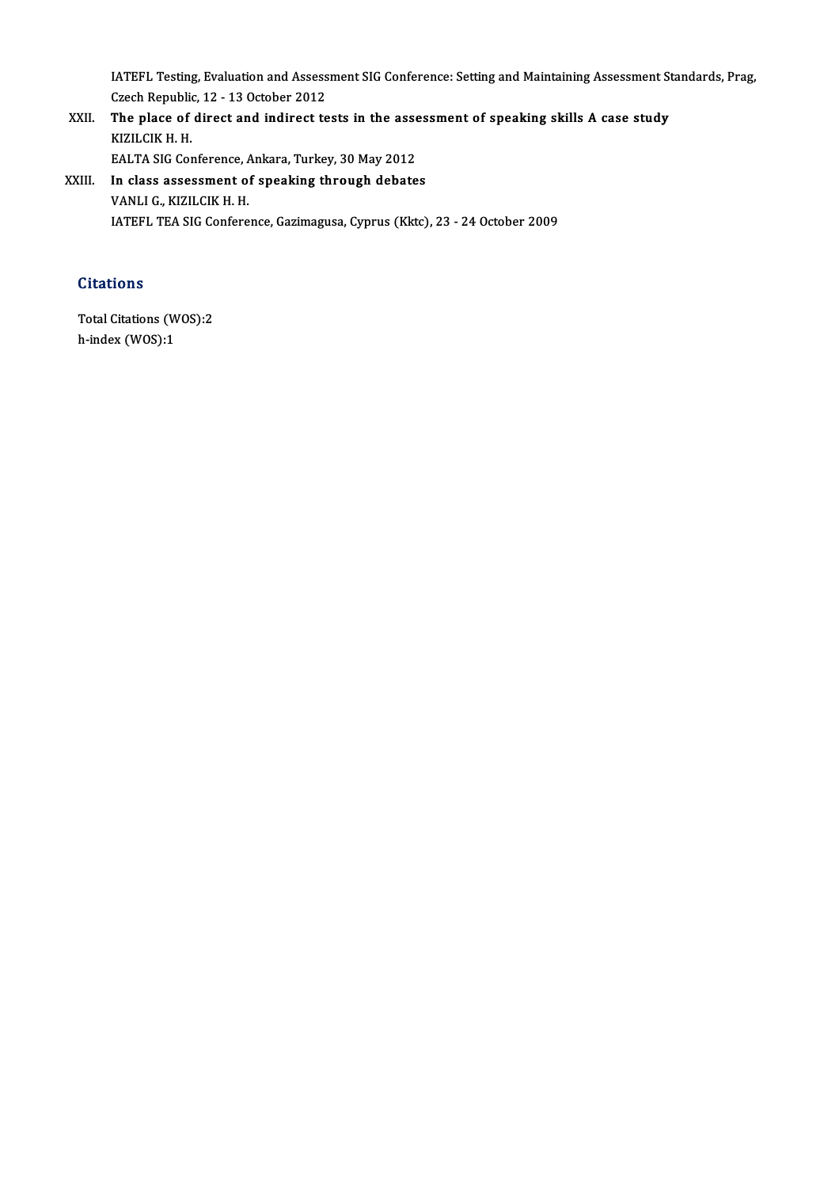IATEFL Testing, Evaluation and Assessment SIG Conference: Setting and Maintaining Assessment Standards, Prag, Czech Republic, 12 - 13 October 2012

XXII. **The place of direct and indirect tests in the assessment of speaking skills A case study**
KIZILCIK H. H.
EALTA SIG Conference, Ankara, Turkey, 30 May 2012

XXIII. **In class assessment of speaking through debates**
VANLI G., KIZILCIK H. H.
IATEFL TEA SIG Conference, Gazimagusa, Cyprus (Kktc), 23 - 24 October 2009

## Citations

Total Citations (WOS):2
h-index (WOS):1